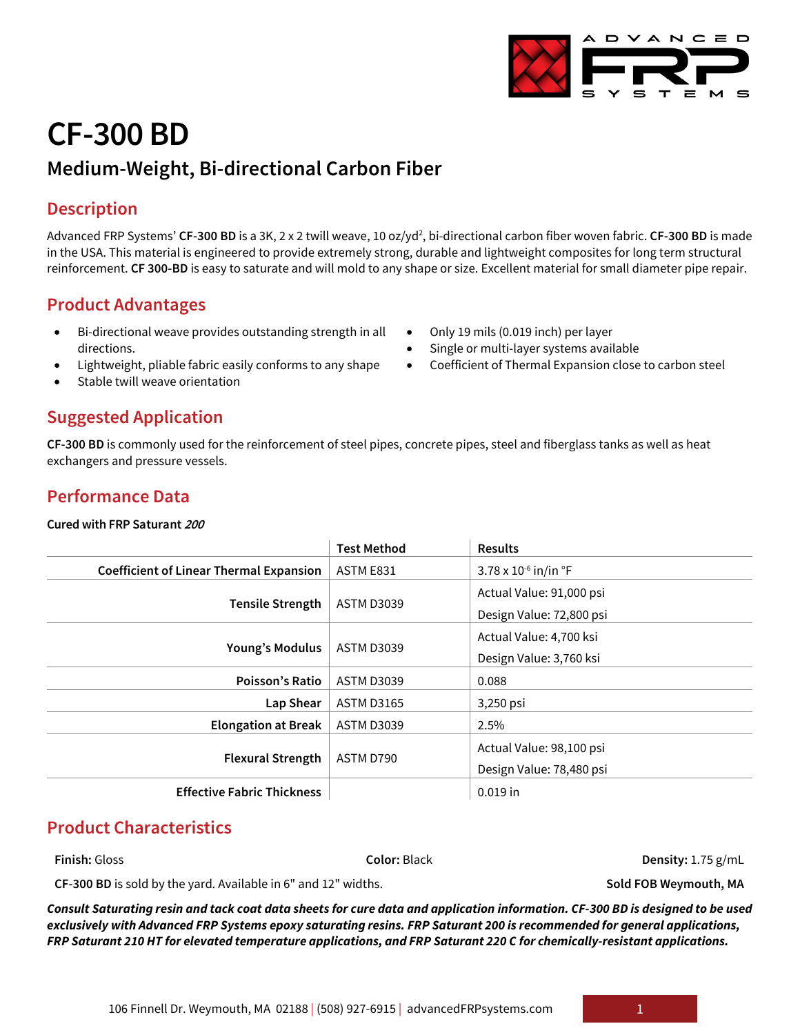# CF-300 BD

## Medium-Weight, Bi-directional Carbon Fiber

## Description

Advanced FRP Systems' **CF-300 BD** is a 3K, 2 x 2 twill weave, 10 oz/yd$^2$, bi-directional carbon fiber woven fabric. **CF-300 BD** is made in the USA. This material is engineered to provide extremely strong, durable and lightweight composites for long term structural reinforcement. **CF 300-BD** is easy to saturate and will mold to any shape or size. Excellent material for small diameter pipe repair.

## Product Advantages

- Bi-directional weave provides outstanding strength in all directions.
- Lightweight, pliable fabric easily conforms to any shape
- Stable twill weave orientation
- Only 19 mils (0.019 inch) per layer
- Single or multi-layer systems available
- Coefficient of Thermal Expansion close to carbon steel

## Suggested Application

**CF-300 BD** is commonly used for the reinforcement of steel pipes, concrete pipes, steel and fiberglass tanks as well as heat exchangers and pressure vessels.

## Performance Data

**Cured with FRP Saturant *200***

| | Test Method | Results |
|---|---|---|
| **Coefficient of Linear Thermal Expansion** | ASTM E831 | 3.78 x 10$^{-6}$ in/in °F |
| **Tensile Strength** | ASTM D3039 | Actual Value: 91,000 psi<br>Design Value: 72,800 psi |
| **Young's Modulus** | ASTM D3039 | Actual Value: 4,700 ksi<br>Design Value: 3,760 ksi |
| **Poisson's Ratio** | ASTM D3039 | 0.088 |
| **Lap Shear** | ASTM D3165 | 3,250 psi |
| **Elongation at Break** | ASTM D3039 | 2.5% |
| **Flexural Strength** | ASTM D790 | Actual Value: 98,100 psi<br>Design Value: 78,480 psi |
| **Effective Fabric Thickness** | | 0.019 in |

## Product Characteristics

**Finish:** Gloss

**Color:** Black

**Density:** 1.75 g/mL

**CF-300 BD** is sold by the yard. Available in 6" and 12" widths.

**Sold FOB Weymouth, MA**

***Consult Saturating resin and tack coat data sheets for cure data and application information. CF-300 BD is designed to be used exclusively with Advanced FRP Systems epoxy saturating resins. FRP Saturant 200 is recommended for general applications, FRP Saturant 210 HT for elevated temperature applications, and FRP Saturant 220 C for chemically-resistant applications.***

106 Finnell Dr. Weymouth, MA 02188 | (508) 927-6915 | advancedFRPsystems.com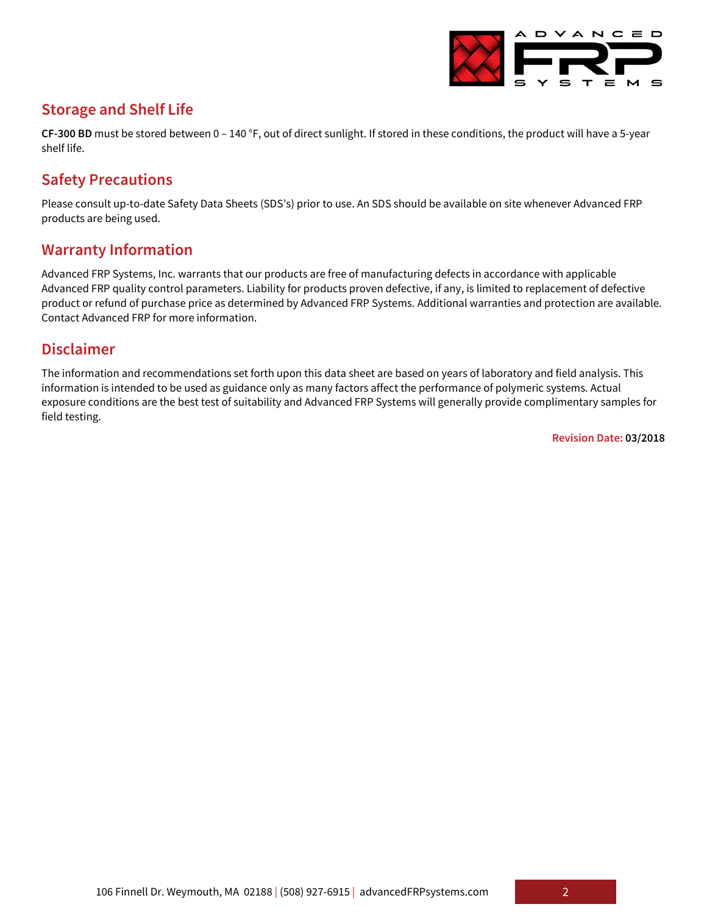## Storage and Shelf Life

**CF-300 BD** must be stored between 0 – 140 °F, out of direct sunlight. If stored in these conditions, the product will have a 5-year shelf life.

## Safety Precautions

Please consult up-to-date Safety Data Sheets (SDS's) prior to use. An SDS should be available on site whenever Advanced FRP products are being used.

## Warranty Information

Advanced FRP Systems, Inc. warrants that our products are free of manufacturing defects in accordance with applicable Advanced FRP quality control parameters. Liability for products proven defective, if any, is limited to replacement of defective product or refund of purchase price as determined by Advanced FRP Systems. Additional warranties and protection are available. Contact Advanced FRP for more information.

## Disclaimer

The information and recommendations set forth upon this data sheet are based on years of laboratory and field analysis. This information is intended to be used as guidance only as many factors affect the performance of polymeric systems. Actual exposure conditions are the best test of suitability and Advanced FRP Systems will generally provide complimentary samples for field testing.

**Revision Date: 03/2018**